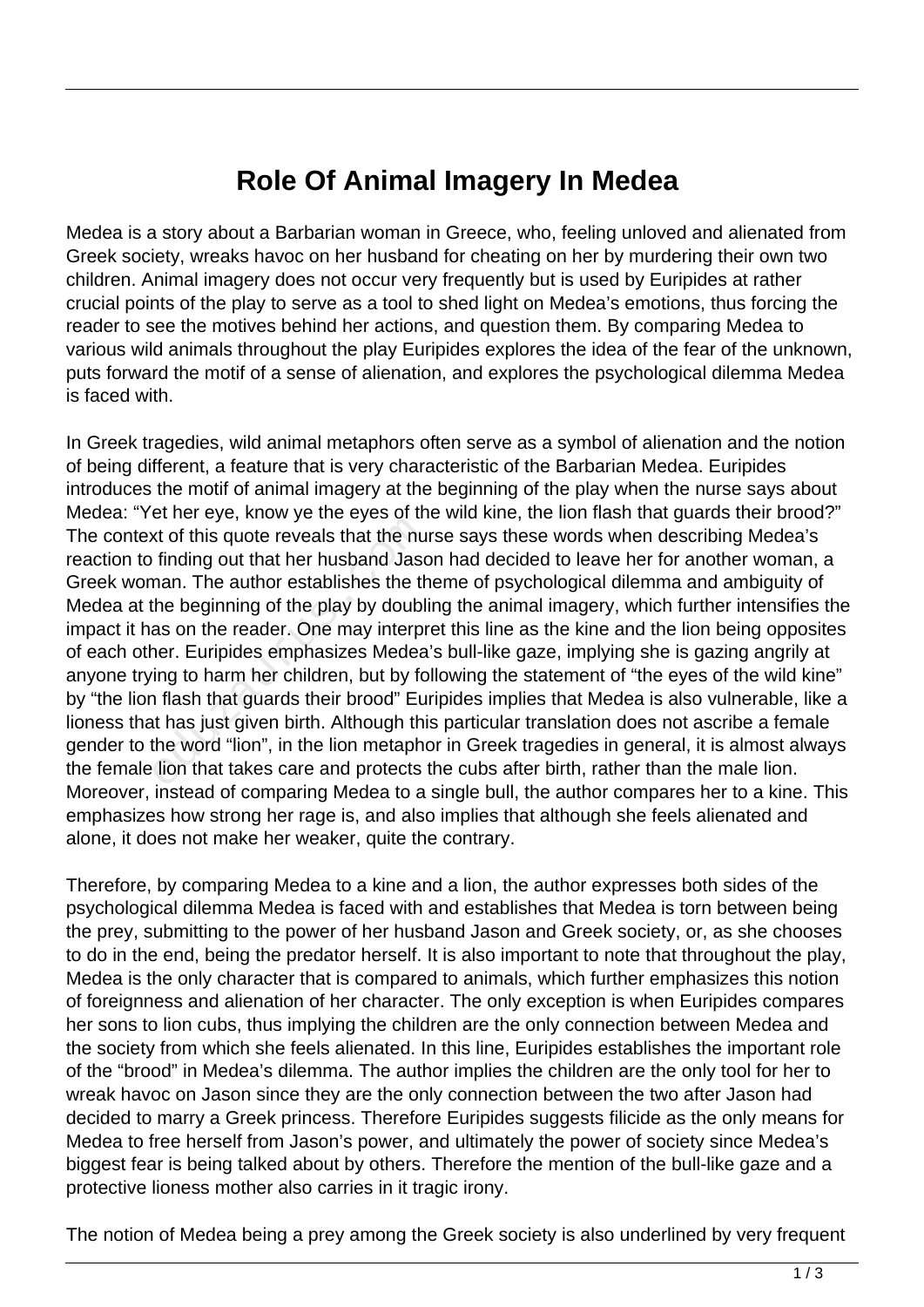# Role Of Animal Imagery In Medea

Medea is a story about a Barbarian woman in Greece, who, feeling unloved and alienated from Greek society, wreaks havoc on her husband for cheating on her by murdering their own two children. Animal imagery does not occur very frequently but is used by Euripides at rather crucial points of the play to serve as a tool to shed light on Medea's emotions, thus forcing the reader to see the motives behind her actions, and question them. By comparing Medea to various wild animals throughout the play Euripides explores the idea of the fear of the unknown, puts forward the motif of a sense of alienation, and explores the psychological dilemma Medea is faced with.

In Greek tragedies, wild animal metaphors often serve as a symbol of alienation and the notion of being different, a feature that is very characteristic of the Barbarian Medea. Euripides introduces the motif of animal imagery at the beginning of the play when the nurse says about Medea: "Yet her eye, know ye the eyes of the wild kine, the lion flash that guards their brood?" The context of this quote reveals that the nurse says these words when describing Medea's reaction to finding out that her husband Jason had decided to leave her for another woman, a Greek woman. The author establishes the theme of psychological dilemma and ambiguity of Medea at the beginning of the play by doubling the animal imagery, which further intensifies the impact it has on the reader. One may interpret this line as the kine and the lion being opposites of each other. Euripides emphasizes Medea's bull-like gaze, implying she is gazing angrily at anyone trying to harm her children, but by following the statement of "the eyes of the wild kine" by "the lion flash that guards their brood" Euripides implies that Medea is also vulnerable, like a lioness that has just given birth. Although this particular translation does not ascribe a female gender to the word "lion", in the lion metaphor in Greek tragedies in general, it is almost always the female lion that takes care and protects the cubs after birth, rather than the male lion. Moreover, instead of comparing Medea to a single bull, the author compares her to a kine. This emphasizes how strong her rage is, and also implies that although she feels alienated and alone, it does not make her weaker, quite the contrary.

Therefore, by comparing Medea to a kine and a lion, the author expresses both sides of the psychological dilemma Medea is faced with and establishes that Medea is torn between being the prey, submitting to the power of her husband Jason and Greek society, or, as she chooses to do in the end, being the predator herself. It is also important to note that throughout the play, Medea is the only character that is compared to animals, which further emphasizes this notion of foreignness and alienation of her character. The only exception is when Euripides compares her sons to lion cubs, thus implying the children are the only connection between Medea and the society from which she feels alienated. In this line, Euripides establishes the important role of the "brood" in Medea's dilemma. The author implies the children are the only tool for her to wreak havoc on Jason since they are the only connection between the two after Jason had decided to marry a Greek princess. Therefore Euripides suggests filicide as the only means for Medea to free herself from Jason's power, and ultimately the power of society since Medea's biggest fear is being talked about by others. Therefore the mention of the bull-like gaze and a protective lioness mother also carries in it tragic irony.

The notion of Medea being a prey among the Greek society is also underlined by very frequent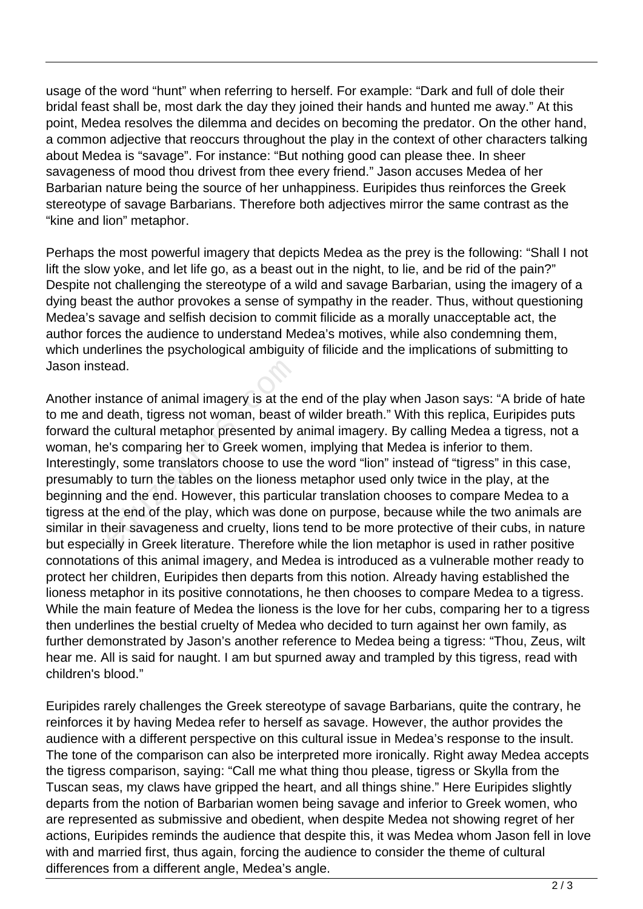usage of the word "hunt" when referring to herself. For example: "Dark and full of dole their bridal feast shall be, most dark the day they joined their hands and hunted me away." At this point, Medea resolves the dilemma and decides on becoming the predator. On the other hand, a common adjective that reoccurs throughout the play in the context of other characters talking about Medea is "savage". For instance: "But nothing good can please thee. In sheer savageness of mood thou drivest from thee every friend." Jason accuses Medea of her Barbarian nature being the source of her unhappiness. Euripides thus reinforces the Greek stereotype of savage Barbarians. Therefore both adjectives mirror the same contrast as the "kine and lion" metaphor.

Perhaps the most powerful imagery that depicts Medea as the prey is the following: "Shall I not lift the slow yoke, and let life go, as a beast out in the night, to lie, and be rid of the pain?" Despite not challenging the stereotype of a wild and savage Barbarian, using the imagery of a dying beast the author provokes a sense of sympathy in the reader. Thus, without questioning Medea's savage and selfish decision to commit filicide as a morally unacceptable act, the author forces the audience to understand Medea's motives, while also condemning them, which underlines the psychological ambiguity of filicide and the implications of submitting to Jason instead.

Another instance of animal imagery is at the end of the play when Jason says: "A bride of hate to me and death, tigress not woman, beast of wilder breath." With this replica, Euripides puts forward the cultural metaphor presented by animal imagery. By calling Medea a tigress, not a woman, he's comparing her to Greek women, implying that Medea is inferior to them. Interestingly, some translators choose to use the word "lion" instead of "tigress" in this case, presumably to turn the tables on the lioness metaphor used only twice in the play, at the beginning and the end. However, this particular translation chooses to compare Medea to a tigress at the end of the play, which was done on purpose, because while the two animals are similar in their savageness and cruelty, lions tend to be more protective of their cubs, in nature but especially in Greek literature. Therefore while the lion metaphor is used in rather positive connotations of this animal imagery, and Medea is introduced as a vulnerable mother ready to protect her children, Euripides then departs from this notion. Already having established the lioness metaphor in its positive connotations, he then chooses to compare Medea to a tigress. While the main feature of Medea the lioness is the love for her cubs, comparing her to a tigress then underlines the bestial cruelty of Medea who decided to turn against her own family, as further demonstrated by Jason's another reference to Medea being a tigress: "Thou, Zeus, wilt hear me. All is said for naught. I am but spurned away and trampled by this tigress, read with children's blood."

Euripides rarely challenges the Greek stereotype of savage Barbarians, quite the contrary, he reinforces it by having Medea refer to herself as savage. However, the author provides the audience with a different perspective on this cultural issue in Medea's response to the insult. The tone of the comparison can also be interpreted more ironically. Right away Medea accepts the tigress comparison, saying: "Call me what thing thou please, tigress or Skylla from the Tuscan seas, my claws have gripped the heart, and all things shine." Here Euripides slightly departs from the notion of Barbarian women being savage and inferior to Greek women, who are represented as submissive and obedient, when despite Medea not showing regret of her actions, Euripides reminds the audience that despite this, it was Medea whom Jason fell in love with and married first, thus again, forcing the audience to consider the theme of cultural differences from a different angle, Medea's angle.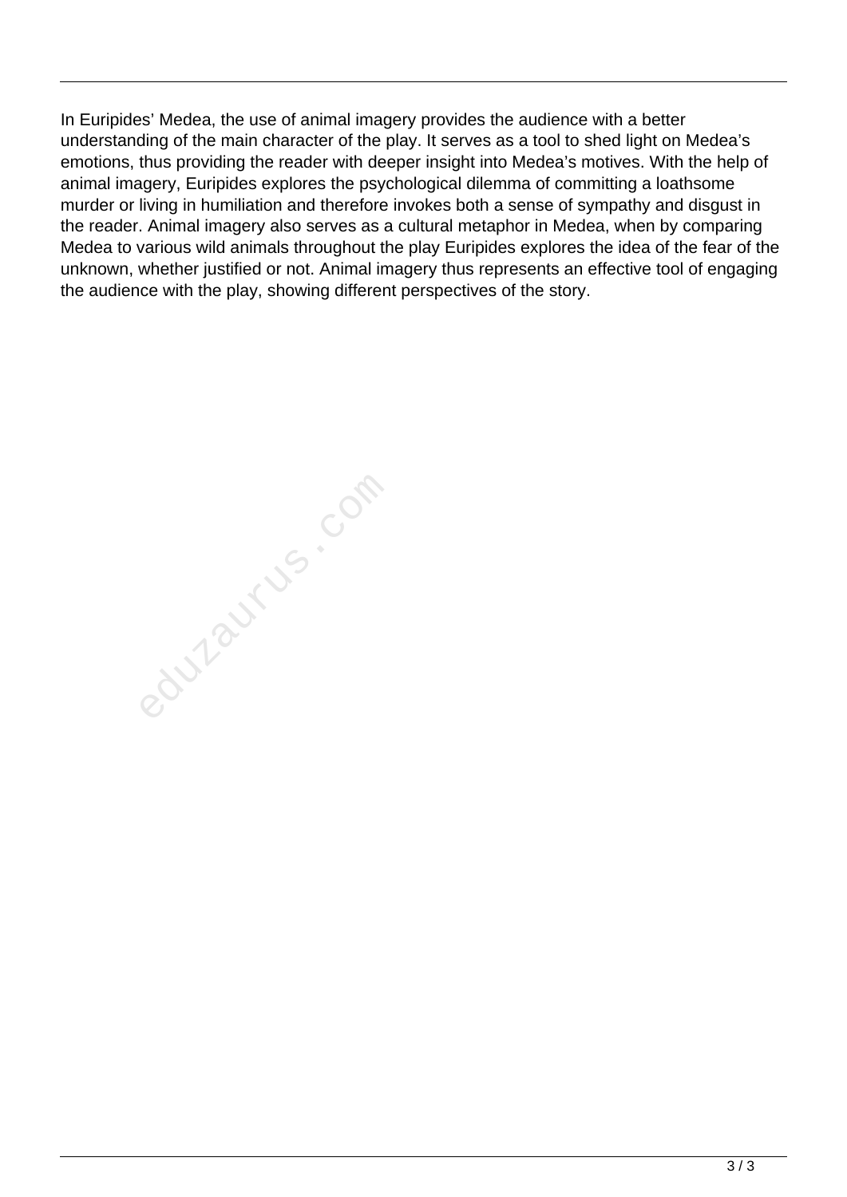In Euripides' Medea, the use of animal imagery provides the audience with a better understanding of the main character of the play. It serves as a tool to shed light on Medea's emotions, thus providing the reader with deeper insight into Medea's motives. With the help of animal imagery, Euripides explores the psychological dilemma of committing a loathsome murder or living in humiliation and therefore invokes both a sense of sympathy and disgust in the reader. Animal imagery also serves as a cultural metaphor in Medea, when by comparing Medea to various wild animals throughout the play Euripides explores the idea of the fear of the unknown, whether justified or not. Animal imagery thus represents an effective tool of engaging the audience with the play, showing different perspectives of the story.